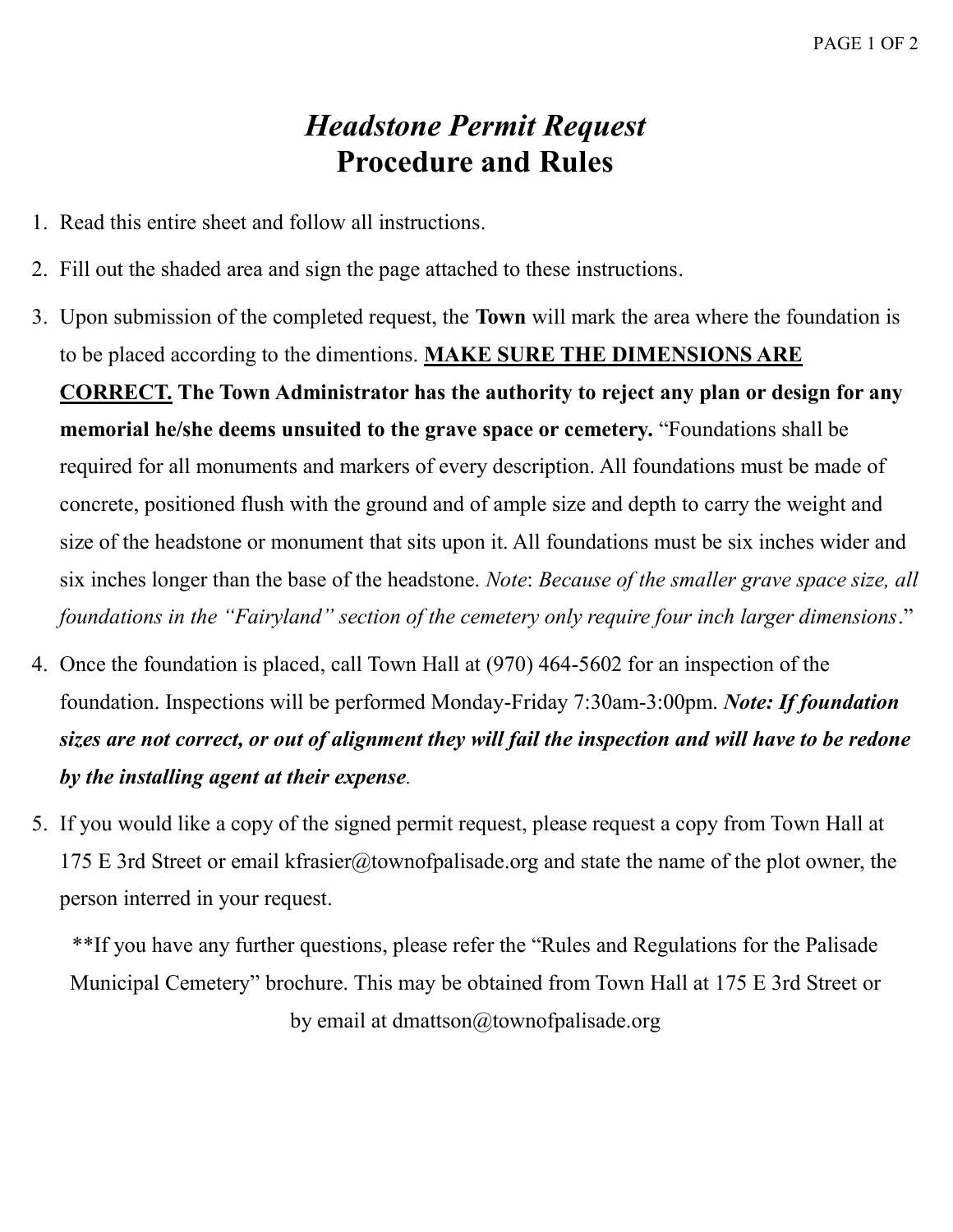# *Headstone Permit Request*
# Procedure and Rules

1. Read this entire sheet and follow all instructions.
2. Fill out the shaded area and sign the page attached to these instructions.
3. Upon submission of the completed request, the **Town** will mark the area where the foundation is to be placed according to the dimentions. **<u>MAKE SURE THE DIMENSIONS ARE CORRECT.</u> The Town Administrator has the authority to reject any plan or design for any memorial he/she deems unsuited to the grave space or cemetery.** "Foundations shall be required for all monuments and markers of every description. All foundations must be made of concrete, positioned flush with the ground and of ample size and depth to carry the weight and size of the headstone or monument that sits upon it. All foundations must be six inches wider and six inches longer than the base of the headstone. *Note*: *Because of the smaller grave space size, all foundations in the "Fairyland" section of the cemetery only require four inch larger dimensions*."
4. Once the foundation is placed, call Town Hall at (970) 464-5602 for an inspection of the foundation. Inspections will be performed Monday-Friday 7:30am-3:00pm. ***Note: If foundation sizes are not correct, or out of alignment they will fail the inspection and will have to be redone by the installing agent at their expense***.
5. If you would like a copy of the signed permit request, please request a copy from Town Hall at 175 E 3rd Street or email kfrasier@townofpalisade.org and state the name of the plot owner, the person interred in your request.

**If you have any further questions, please refer the "Rules and Regulations for the Palisade Municipal Cemetery" brochure. This may be obtained from Town Hall at 175 E 3rd Street or by email at dmattson@townofpalisade.org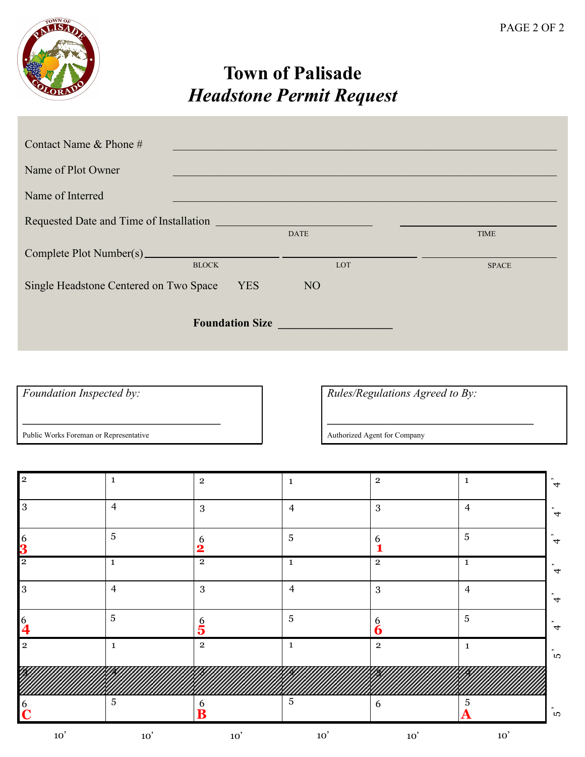# Town of Palisade
## *Headstone Permit Request*

Contact Name & Phone # ______________________________________________

Name of Plot Owner ______________________________________________

Name of Interred ______________________________________________

Requested Date and Time of Installation ____________________ ____________________
DATE TIME

Complete Plot Number(s) ____________________ ____________________ ____________________
BLOCK LOT SPACE

Single Headstone Centered on Two Space YES NO

**Foundation Size** ____________________

*Foundation Inspected by:*

______________________________
Public Works Foreman or Representative

*Rules/Regulations Agreed to By:*

______________________________
Authorized Agent for Company

| | | | | | | |
|---|---|---|---|---|---|---|
| 2 | 1 | 2 | 1 | 2 | 1 | 4' |
| 3 | 4 | 3 | 4 | 3 | 4 | 4' |
| 6 **3** | 5 | 6 **2** | 5 | 6 **1** | 5 | 4' |
| 2 | 1 | 2 | 1 | 2 | 1 | 4' |
| 3 | 4 | 3 | 4 | 3 | 4 | 4' |
| 6 **4** | 5 | 6 **5** | 5 | 6 **6** | 5 | 4' |
| 2 | 1 | 2 | 1 | 2 | 1 | 5' |
| 3 | 4 | 3 | 4 | 3 | 4 | |
| 6 **C** | 5 | 6 **B** | 5 | 6 | 5 **A** | 5' |
| 10' | 10' | 10' | 10' | 10' | 10' | |